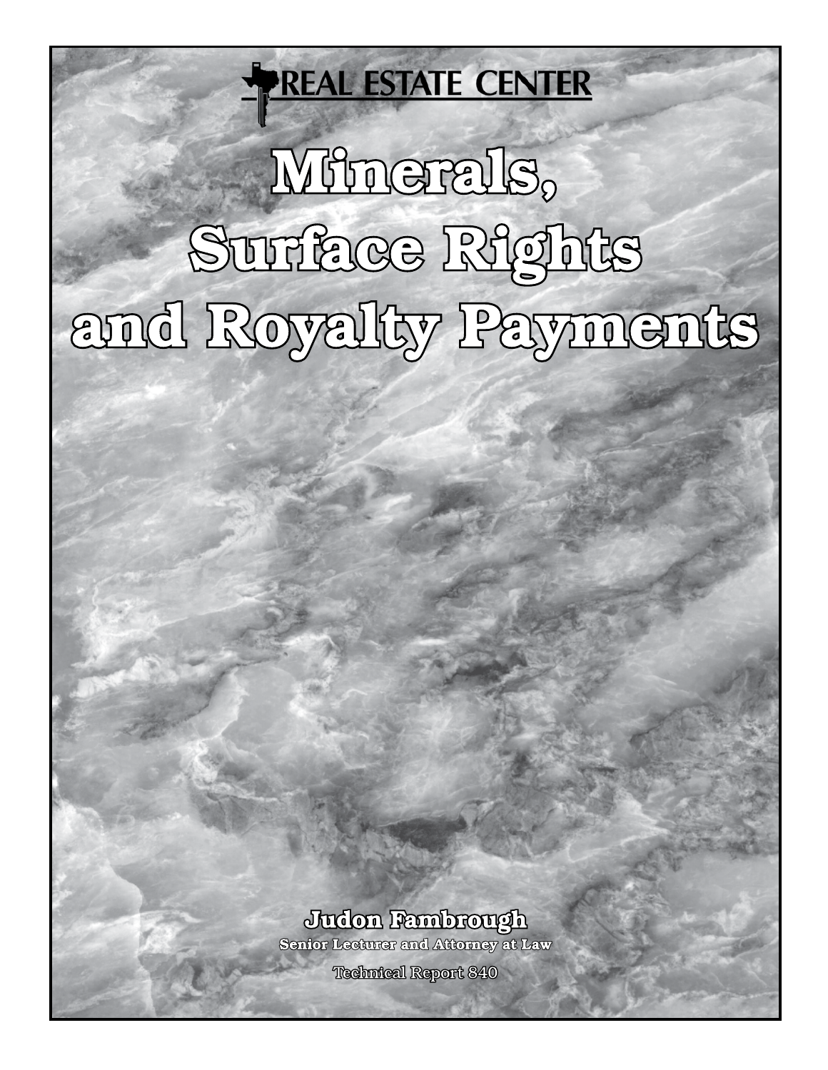REAL ESTATE CENTER

# Minerals, Surface Rights and Royalty Payments

**Judon Fambrough**

**Senior Lecturer and Attorney at Law**

Technical Report 840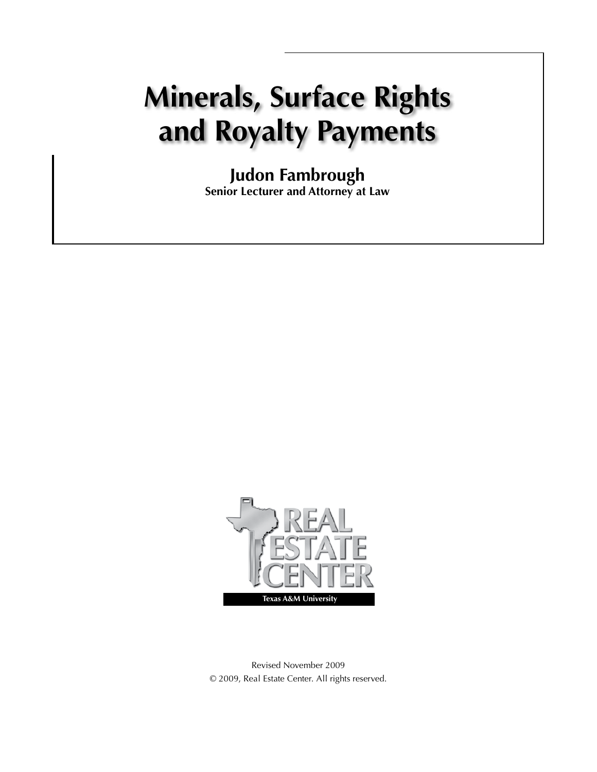# Minerals, Surface Rights and Royalty Payments

**Judon Fambrough**
**Senior Lecturer and Attorney at Law**

REAL ESTATE CENTER

Texas A&M University

Revised November 2009
© 2009, Real Estate Center. All rights reserved.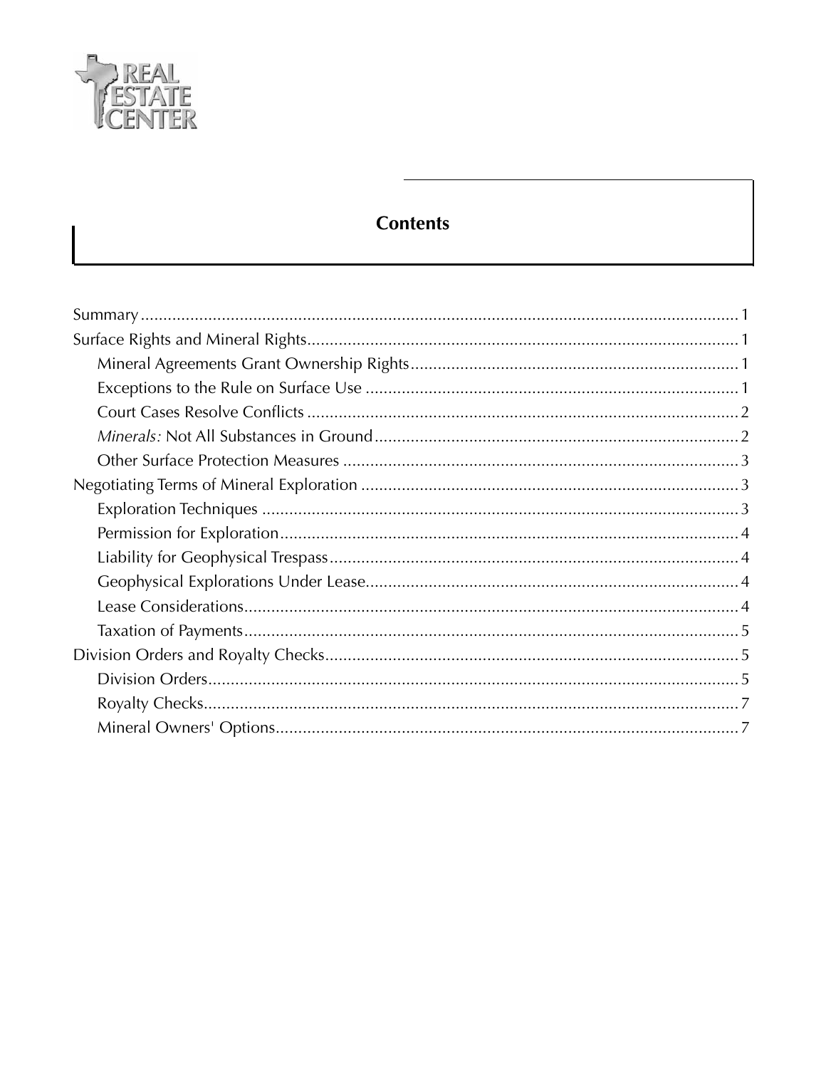# Contents

Summary .......... 1

Surface Rights and Mineral Rights .......... 1

- Mineral Agreements Grant Ownership Rights .......... 1
- Exceptions to the Rule on Surface Use .......... 1
- Court Cases Resolve Conflicts .......... 2
- *Minerals:* Not All Substances in Ground .......... 2
- Other Surface Protection Measures .......... 3

Negotiating Terms of Mineral Exploration .......... 3

- Exploration Techniques .......... 3
- Permission for Exploration .......... 4
- Liability for Geophysical Trespass .......... 4
- Geophysical Explorations Under Lease .......... 4
- Lease Considerations .......... 4
- Taxation of Payments .......... 5

Division Orders and Royalty Checks .......... 5

- Division Orders .......... 5
- Royalty Checks .......... 7
- Mineral Owners' Options .......... 7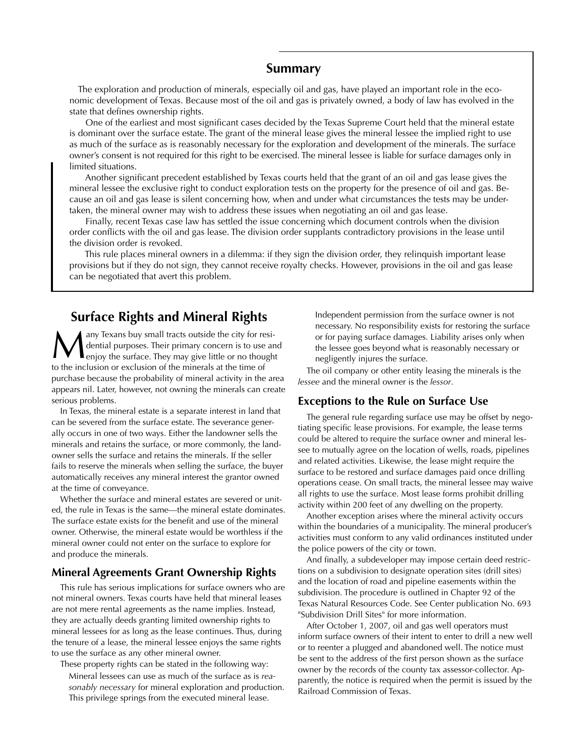## Summary

The exploration and production of minerals, especially oil and gas, have played an important role in the economic development of Texas. Because most of the oil and gas is privately owned, a body of law has evolved in the state that defines ownership rights.

One of the earliest and most significant cases decided by the Texas Supreme Court held that the mineral estate is dominant over the surface estate. The grant of the mineral lease gives the mineral lessee the implied right to use as much of the surface as is reasonably necessary for the exploration and development of the minerals. The surface owner's consent is not required for this right to be exercised. The mineral lessee is liable for surface damages only in limited situations.

Another significant precedent established by Texas courts held that the grant of an oil and gas lease gives the mineral lessee the exclusive right to conduct exploration tests on the property for the presence of oil and gas. Because an oil and gas lease is silent concerning how, when and under what circumstances the tests may be undertaken, the mineral owner may wish to address these issues when negotiating an oil and gas lease.

Finally, recent Texas case law has settled the issue concerning which document controls when the division order conflicts with the oil and gas lease. The division order supplants contradictory provisions in the lease until the division order is revoked.

This rule places mineral owners in a dilemma: if they sign the division order, they relinquish important lease provisions but if they do not sign, they cannot receive royalty checks. However, provisions in the oil and gas lease can be negotiated that avert this problem.

## Surface Rights and Mineral Rights

Many Texans buy small tracts outside the city for residential purposes. Their primary concern is to use and enjoy the surface. They may give little or no thought to the inclusion or exclusion of the minerals at the time of purchase because the probability of mineral activity in the area appears nil. Later, however, not owning the minerals can create serious problems.

In Texas, the mineral estate is a separate interest in land that can be severed from the surface estate. The severance generally occurs in one of two ways. Either the landowner sells the minerals and retains the surface, or more commonly, the landowner sells the surface and retains the minerals. If the seller fails to reserve the minerals when selling the surface, the buyer automatically receives any mineral interest the grantor owned at the time of conveyance.

Whether the surface and mineral estates are severed or united, the rule in Texas is the same—the mineral estate dominates. The surface estate exists for the benefit and use of the mineral owner. Otherwise, the mineral estate would be worthless if the mineral owner could not enter on the surface to explore for and produce the minerals.

### Mineral Agreements Grant Ownership Rights

This rule has serious implications for surface owners who are not mineral owners. Texas courts have held that mineral leases are not mere rental agreements as the name implies. Instead, they are actually deeds granting limited ownership rights to mineral lessees for as long as the lease continues. Thus, during the tenure of a lease, the mineral lessee enjoys the same rights to use the surface as any other mineral owner.

These property rights can be stated in the following way:

> Mineral lessees can use as much of the surface as is *reasonably necessary* for mineral exploration and production. This privilege springs from the executed mineral lease. Independent permission from the surface owner is not necessary. No responsibility exists for restoring the surface or for paying surface damages. Liability arises only when the lessee goes beyond what is reasonably necessary or negligently injures the surface.

The oil company or other entity leasing the minerals is the *lessee* and the mineral owner is the *lessor*.

### Exceptions to the Rule on Surface Use

The general rule regarding surface use may be offset by negotiating specific lease provisions. For example, the lease terms could be altered to require the surface owner and mineral lessee to mutually agree on the location of wells, roads, pipelines and related activities. Likewise, the lease might require the surface to be restored and surface damages paid once drilling operations cease. On small tracts, the mineral lessee may waive all rights to use the surface. Most lease forms prohibit drilling activity within 200 feet of any dwelling on the property.

Another exception arises where the mineral activity occurs within the boundaries of a municipality. The mineral producer's activities must conform to any valid ordinances instituted under the police powers of the city or town.

And finally, a subdeveloper may impose certain deed restrictions on a subdivision to designate operation sites (drill sites) and the location of road and pipeline easements within the subdivision. The procedure is outlined in Chapter 92 of the Texas Natural Resources Code. See Center publication No. 693 "Subdivision Drill Sites" for more information.

After October 1, 2007, oil and gas well operators must inform surface owners of their intent to enter to drill a new well or to reenter a plugged and abandoned well. The notice must be sent to the address of the first person shown as the surface owner by the records of the county tax assessor-collector. Apparently, the notice is required when the permit is issued by the Railroad Commission of Texas.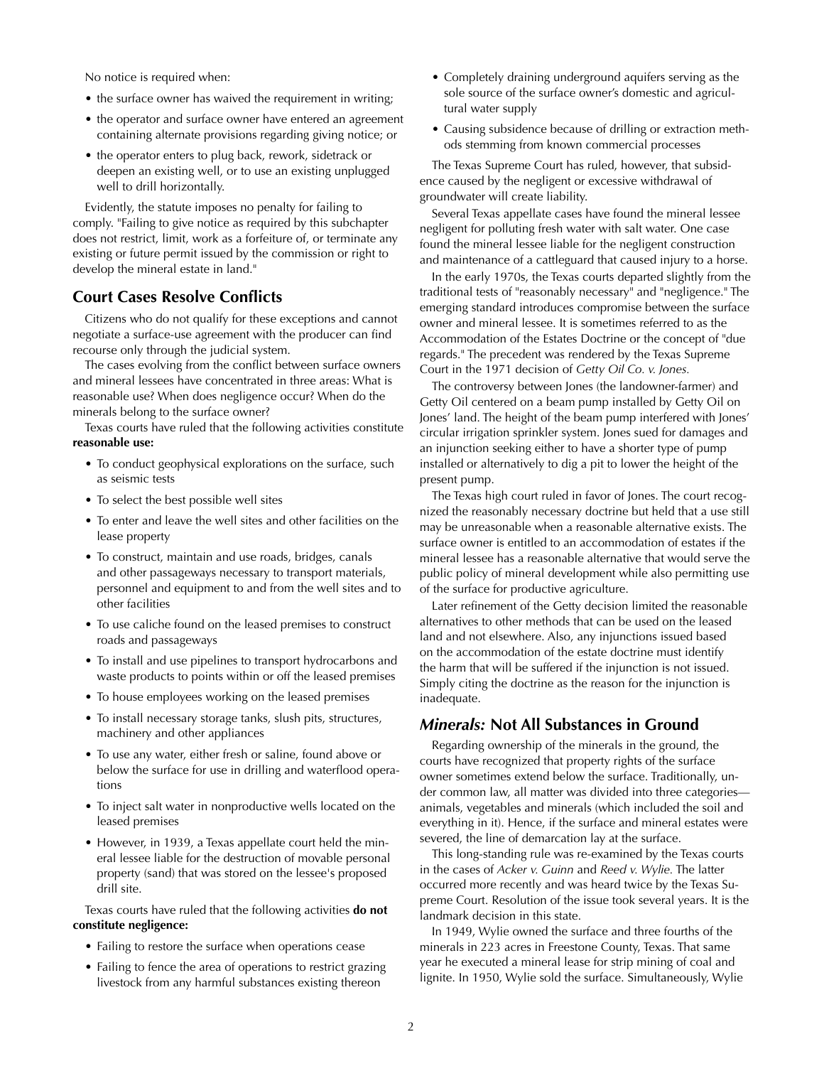No notice is required when:

- the surface owner has waived the requirement in writing;
- the operator and surface owner have entered an agreement containing alternate provisions regarding giving notice; or
- the operator enters to plug back, rework, sidetrack or deepen an existing well, or to use an existing unplugged well to drill horizontally.

Evidently, the statute imposes no penalty for failing to comply. "Failing to give notice as required by this subchapter does not restrict, limit, work as a forfeiture of, or terminate any existing or future permit issued by the commission or right to develop the mineral estate in land."

## Court Cases Resolve Conflicts

Citizens who do not qualify for these exceptions and cannot negotiate a surface-use agreement with the producer can find recourse only through the judicial system.

The cases evolving from the conflict between surface owners and mineral lessees have concentrated in three areas: What is reasonable use? When does negligence occur? When do the minerals belong to the surface owner?

Texas courts have ruled that the following activities constitute **reasonable use:**

- To conduct geophysical explorations on the surface, such as seismic tests
- To select the best possible well sites
- To enter and leave the well sites and other facilities on the lease property
- To construct, maintain and use roads, bridges, canals and other passageways necessary to transport materials, personnel and equipment to and from the well sites and to other facilities
- To use caliche found on the leased premises to construct roads and passageways
- To install and use pipelines to transport hydrocarbons and waste products to points within or off the leased premises
- To house employees working on the leased premises
- To install necessary storage tanks, slush pits, structures, machinery and other appliances
- To use any water, either fresh or saline, found above or below the surface for use in drilling and waterflood operations
- To inject salt water in nonproductive wells located on the leased premises
- However, in 1939, a Texas appellate court held the mineral lessee liable for the destruction of movable personal property (sand) that was stored on the lessee's proposed drill site.

Texas courts have ruled that the following activities **do not constitute negligence:**

- Failing to restore the surface when operations cease
- Failing to fence the area of operations to restrict grazing livestock from any harmful substances existing thereon
- Completely draining underground aquifers serving as the sole source of the surface owner's domestic and agricultural water supply
- Causing subsidence because of drilling or extraction methods stemming from known commercial processes

The Texas Supreme Court has ruled, however, that subsidence caused by the negligent or excessive withdrawal of groundwater will create liability.

Several Texas appellate cases have found the mineral lessee negligent for polluting fresh water with salt water. One case found the mineral lessee liable for the negligent construction and maintenance of a cattleguard that caused injury to a horse.

In the early 1970s, the Texas courts departed slightly from the traditional tests of "reasonably necessary" and "negligence." The emerging standard introduces compromise between the surface owner and mineral lessee. It is sometimes referred to as the Accommodation of the Estates Doctrine or the concept of "due regards." The precedent was rendered by the Texas Supreme Court in the 1971 decision of *Getty Oil Co. v. Jones.*

The controversy between Jones (the landowner-farmer) and Getty Oil centered on a beam pump installed by Getty Oil on Jones' land. The height of the beam pump interfered with Jones' circular irrigation sprinkler system. Jones sued for damages and an injunction seeking either to have a shorter type of pump installed or alternatively to dig a pit to lower the height of the present pump.

The Texas high court ruled in favor of Jones. The court recognized the reasonably necessary doctrine but held that a use still may be unreasonable when a reasonable alternative exists. The surface owner is entitled to an accommodation of estates if the mineral lessee has a reasonable alternative that would serve the public policy of mineral development while also permitting use of the surface for productive agriculture.

Later refinement of the Getty decision limited the reasonable alternatives to other methods that can be used on the leased land and not elsewhere. Also, any injunctions issued based on the accommodation of the estate doctrine must identify the harm that will be suffered if the injunction is not issued. Simply citing the doctrine as the reason for the injunction is inadequate.

## *Minerals:* Not All Substances in Ground

Regarding ownership of the minerals in the ground, the courts have recognized that property rights of the surface owner sometimes extend below the surface. Traditionally, under common law, all matter was divided into three categories—animals, vegetables and minerals (which included the soil and everything in it). Hence, if the surface and mineral estates were severed, the line of demarcation lay at the surface.

This long-standing rule was re-examined by the Texas courts in the cases of *Acker v. Guinn* and *Reed v. Wylie.* The latter occurred more recently and was heard twice by the Texas Supreme Court. Resolution of the issue took several years. It is the landmark decision in this state.

In 1949, Wylie owned the surface and three fourths of the minerals in 223 acres in Freestone County, Texas. That same year he executed a mineral lease for strip mining of coal and lignite. In 1950, Wylie sold the surface. Simultaneously, Wylie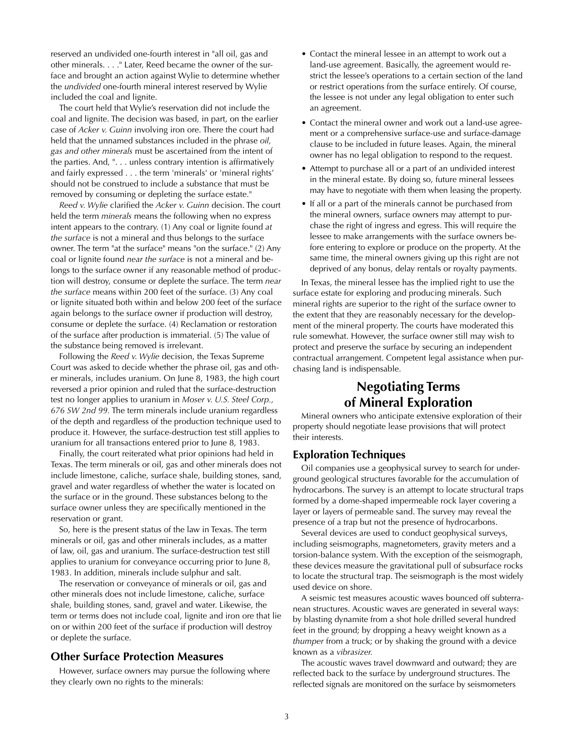reserved an undivided one-fourth interest in "all oil, gas and other minerals. . . ." Later, Reed became the owner of the surface and brought an action against Wylie to determine whether the *undivided* one-fourth mineral interest reserved by Wylie included the coal and lignite.

The court held that Wylie's reservation did not include the coal and lignite. The decision was based, in part, on the earlier case of *Acker v. Guinn* involving iron ore. There the court had held that the unnamed substances included in the phrase *oil, gas and other minerals* must be ascertained from the intent of the parties. And, ". . . unless contrary intention is affirmatively and fairly expressed . . . the term 'minerals' or 'mineral rights' should not be construed to include a substance that must be removed by consuming or depleting the surface estate."

*Reed v. Wylie* clarified the *Acker v. Guinn* decision. The court held the term *minerals* means the following when no express intent appears to the contrary. (1) Any coal or lignite found *at the surface* is not a mineral and thus belongs to the surface owner. The term "at the surface" means "on the surface." (2) Any coal or lignite found *near the surface* is not a mineral and belongs to the surface owner if any reasonable method of production will destroy, consume or deplete the surface. The term *near the surface* means within 200 feet of the surface. (3) Any coal or lignite situated both within and below 200 feet of the surface again belongs to the surface owner if production will destroy, consume or deplete the surface. (4) Reclamation or restoration of the surface after production is immaterial. (5) The value of the substance being removed is irrelevant.

Following the *Reed v. Wylie* decision, the Texas Supreme Court was asked to decide whether the phrase oil, gas and other minerals, includes uranium. On June 8, 1983, the high court reversed a prior opinion and ruled that the surface-destruction test no longer applies to uranium in *Moser v. U.S. Steel Corp., 676 SW 2nd 99.* The term minerals include uranium regardless of the depth and regardless of the production technique used to produce it. However, the surface-destruction test still applies to uranium for all transactions entered prior to June 8, 1983.

Finally, the court reiterated what prior opinions had held in Texas. The term minerals or oil, gas and other minerals does not include limestone, caliche, surface shale, building stones, sand, gravel and water regardless of whether the water is located on the surface or in the ground. These substances belong to the surface owner unless they are specifically mentioned in the reservation or grant.

So, here is the present status of the law in Texas. The term minerals or oil, gas and other minerals includes, as a matter of law, oil, gas and uranium. The surface-destruction test still applies to uranium for conveyance occurring prior to June 8, 1983. In addition, minerals include sulphur and salt.

The reservation or conveyance of minerals or oil, gas and other minerals does not include limestone, caliche, surface shale, building stones, sand, gravel and water. Likewise, the term or terms does not include coal, lignite and iron ore that lie on or within 200 feet of the surface if production will destroy or deplete the surface.

### Other Surface Protection Measures

However, surface owners may pursue the following where they clearly own no rights to the minerals:

- Contact the mineral lessee in an attempt to work out a land-use agreement. Basically, the agreement would restrict the lessee's operations to a certain section of the land or restrict operations from the surface entirely. Of course, the lessee is not under any legal obligation to enter such an agreement.
- Contact the mineral owner and work out a land-use agreement or a comprehensive surface-use and surface-damage clause to be included in future leases. Again, the mineral owner has no legal obligation to respond to the request.
- Attempt to purchase all or a part of an undivided interest in the mineral estate. By doing so, future mineral lessees may have to negotiate with them when leasing the property.
- If all or a part of the minerals cannot be purchased from the mineral owners, surface owners may attempt to purchase the right of ingress and egress. This will require the lessee to make arrangements with the surface owners before entering to explore or produce on the property. At the same time, the mineral owners giving up this right are not deprived of any bonus, delay rentals or royalty payments.

In Texas, the mineral lessee has the implied right to use the surface estate for exploring and producing minerals. Such mineral rights are superior to the right of the surface owner to the extent that they are reasonably necessary for the development of the mineral property. The courts have moderated this rule somewhat. However, the surface owner still may wish to protect and preserve the surface by securing an independent contractual arrangement. Competent legal assistance when purchasing land is indispensable.

## Negotiating Terms of Mineral Exploration

Mineral owners who anticipate extensive exploration of their property should negotiate lease provisions that will protect their interests.

### Exploration Techniques

Oil companies use a geophysical survey to search for underground geological structures favorable for the accumulation of hydrocarbons. The survey is an attempt to locate structural traps formed by a dome-shaped impermeable rock layer covering a layer or layers of permeable sand. The survey may reveal the presence of a trap but not the presence of hydrocarbons.

Several devices are used to conduct geophysical surveys, including seismographs, magnetometers, gravity meters and a torsion-balance system. With the exception of the seismograph, these devices measure the gravitational pull of subsurface rocks to locate the structural trap. The seismograph is the most widely used device on shore.

A seismic test measures acoustic waves bounced off subterranean structures. Acoustic waves are generated in several ways: by blasting dynamite from a shot hole drilled several hundred feet in the ground; by dropping a heavy weight known as a *thumper* from a truck; or by shaking the ground with a device known as a *vibrasizer.*

The acoustic waves travel downward and outward; they are reflected back to the surface by underground structures. The reflected signals are monitored on the surface by seismometers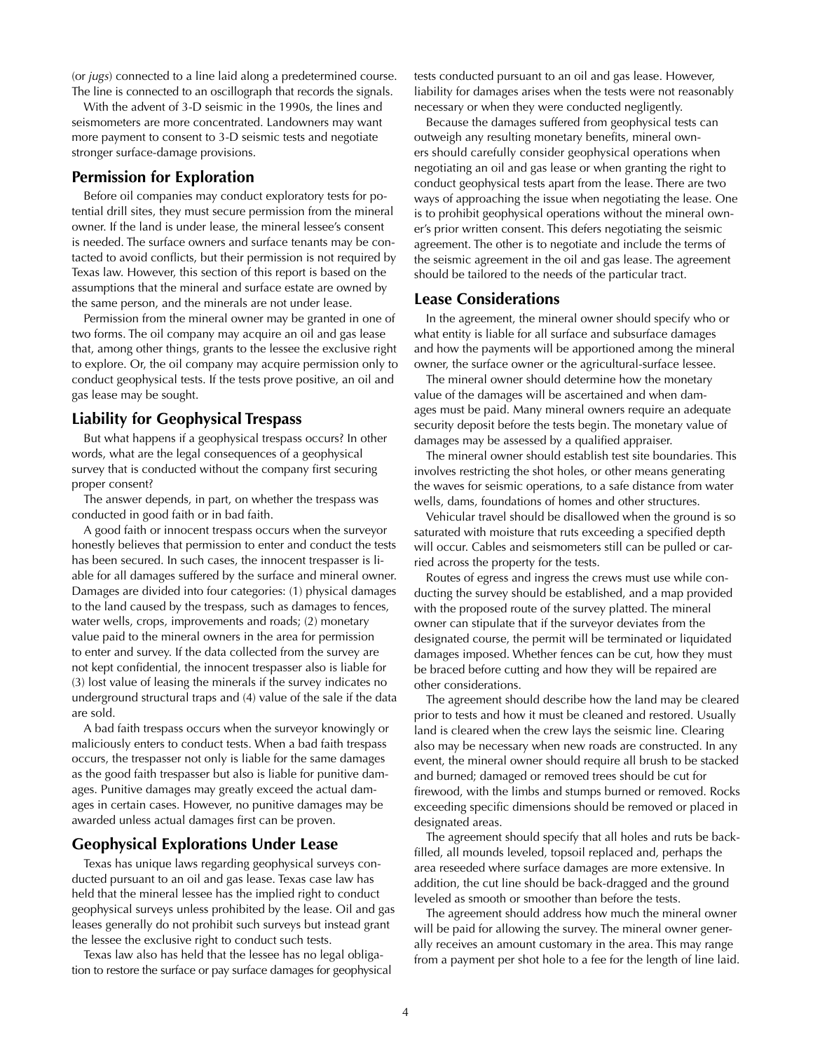(or *jugs*) connected to a line laid along a predetermined course. The line is connected to an oscillograph that records the signals.

With the advent of 3-D seismic in the 1990s, the lines and seismometers are more concentrated. Landowners may want more payment to consent to 3-D seismic tests and negotiate stronger surface-damage provisions.

## Permission for Exploration

Before oil companies may conduct exploratory tests for potential drill sites, they must secure permission from the mineral owner. If the land is under lease, the mineral lessee's consent is needed. The surface owners and surface tenants may be contacted to avoid conflicts, but their permission is not required by Texas law. However, this section of this report is based on the assumptions that the mineral and surface estate are owned by the same person, and the minerals are not under lease.

Permission from the mineral owner may be granted in one of two forms. The oil company may acquire an oil and gas lease that, among other things, grants to the lessee the exclusive right to explore. Or, the oil company may acquire permission only to conduct geophysical tests. If the tests prove positive, an oil and gas lease may be sought.

## Liability for Geophysical Trespass

But what happens if a geophysical trespass occurs? In other words, what are the legal consequences of a geophysical survey that is conducted without the company first securing proper consent?

The answer depends, in part, on whether the trespass was conducted in good faith or in bad faith.

A good faith or innocent trespass occurs when the surveyor honestly believes that permission to enter and conduct the tests has been secured. In such cases, the innocent trespasser is liable for all damages suffered by the surface and mineral owner. Damages are divided into four categories: (1) physical damages to the land caused by the trespass, such as damages to fences, water wells, crops, improvements and roads; (2) monetary value paid to the mineral owners in the area for permission to enter and survey. If the data collected from the survey are not kept confidential, the innocent trespasser also is liable for (3) lost value of leasing the minerals if the survey indicates no underground structural traps and (4) value of the sale if the data are sold.

A bad faith trespass occurs when the surveyor knowingly or maliciously enters to conduct tests. When a bad faith trespass occurs, the trespasser not only is liable for the same damages as the good faith trespasser but also is liable for punitive damages. Punitive damages may greatly exceed the actual damages in certain cases. However, no punitive damages may be awarded unless actual damages first can be proven.

## Geophysical Explorations Under Lease

Texas has unique laws regarding geophysical surveys conducted pursuant to an oil and gas lease. Texas case law has held that the mineral lessee has the implied right to conduct geophysical surveys unless prohibited by the lease. Oil and gas leases generally do not prohibit such surveys but instead grant the lessee the exclusive right to conduct such tests.

Texas law also has held that the lessee has no legal obligation to restore the surface or pay surface damages for geophysical tests conducted pursuant to an oil and gas lease. However, liability for damages arises when the tests were not reasonably necessary or when they were conducted negligently.

Because the damages suffered from geophysical tests can outweigh any resulting monetary benefits, mineral owners should carefully consider geophysical operations when negotiating an oil and gas lease or when granting the right to conduct geophysical tests apart from the lease. There are two ways of approaching the issue when negotiating the lease. One is to prohibit geophysical operations without the mineral owner's prior written consent. This defers negotiating the seismic agreement. The other is to negotiate and include the terms of the seismic agreement in the oil and gas lease. The agreement should be tailored to the needs of the particular tract.

## Lease Considerations

In the agreement, the mineral owner should specify who or what entity is liable for all surface and subsurface damages and how the payments will be apportioned among the mineral owner, the surface owner or the agricultural-surface lessee.

The mineral owner should determine how the monetary value of the damages will be ascertained and when damages must be paid. Many mineral owners require an adequate security deposit before the tests begin. The monetary value of damages may be assessed by a qualified appraiser.

The mineral owner should establish test site boundaries. This involves restricting the shot holes, or other means generating the waves for seismic operations, to a safe distance from water wells, dams, foundations of homes and other structures.

Vehicular travel should be disallowed when the ground is so saturated with moisture that ruts exceeding a specified depth will occur. Cables and seismometers still can be pulled or carried across the property for the tests.

Routes of egress and ingress the crews must use while conducting the survey should be established, and a map provided with the proposed route of the survey platted. The mineral owner can stipulate that if the surveyor deviates from the designated course, the permit will be terminated or liquidated damages imposed. Whether fences can be cut, how they must be braced before cutting and how they will be repaired are other considerations.

The agreement should describe how the land may be cleared prior to tests and how it must be cleaned and restored. Usually land is cleared when the crew lays the seismic line. Clearing also may be necessary when new roads are constructed. In any event, the mineral owner should require all brush to be stacked and burned; damaged or removed trees should be cut for firewood, with the limbs and stumps burned or removed. Rocks exceeding specific dimensions should be removed or placed in designated areas.

The agreement should specify that all holes and ruts be backfilled, all mounds leveled, topsoil replaced and, perhaps the area reseeded where surface damages are more extensive. In addition, the cut line should be back-dragged and the ground leveled as smooth or smoother than before the tests.

The agreement should address how much the mineral owner will be paid for allowing the survey. The mineral owner generally receives an amount customary in the area. This may range from a payment per shot hole to a fee for the length of line laid.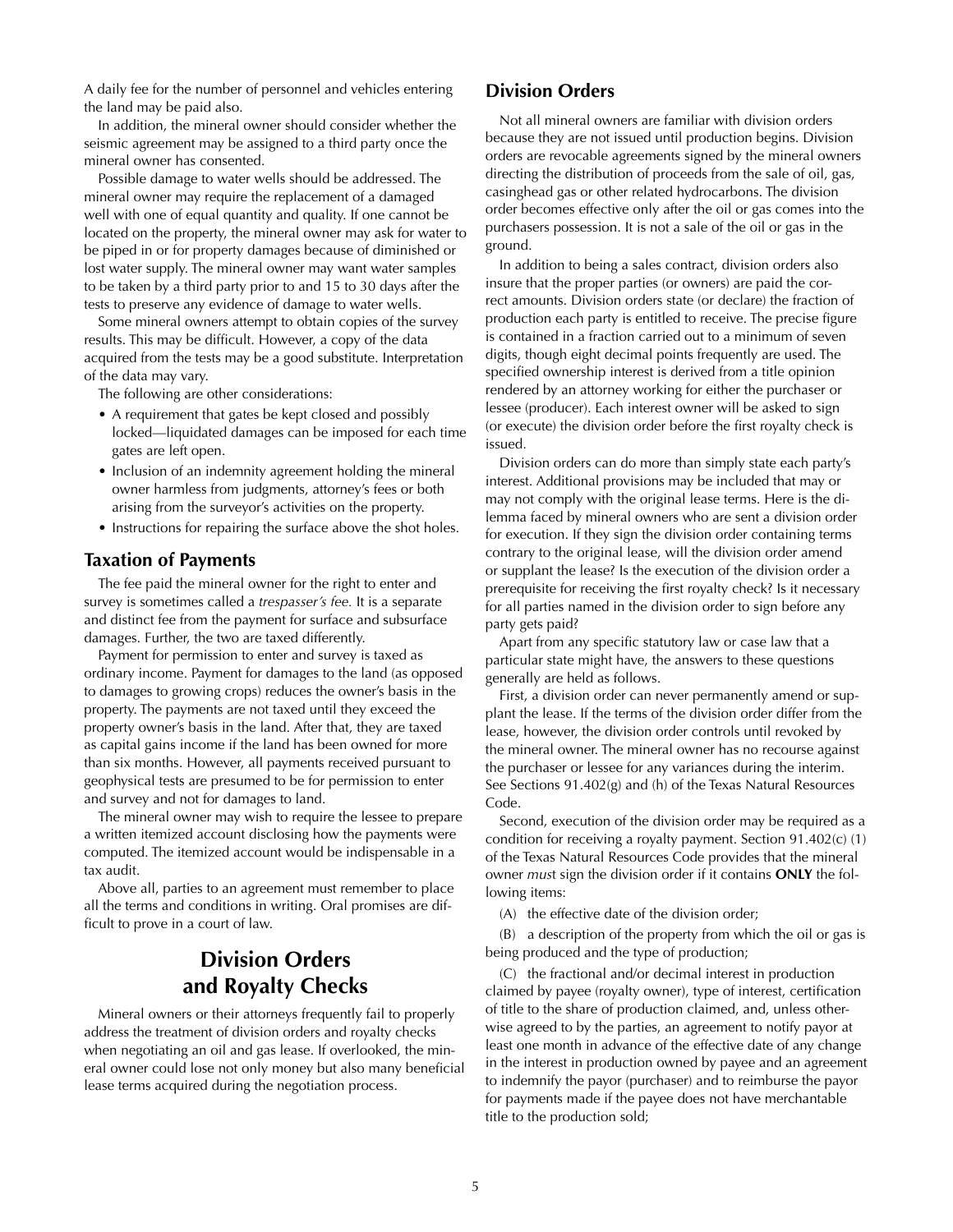A daily fee for the number of personnel and vehicles entering the land may be paid also.

In addition, the mineral owner should consider whether the seismic agreement may be assigned to a third party once the mineral owner has consented.

Possible damage to water wells should be addressed. The mineral owner may require the replacement of a damaged well with one of equal quantity and quality. If one cannot be located on the property, the mineral owner may ask for water to be piped in or for property damages because of diminished or lost water supply. The mineral owner may want water samples to be taken by a third party prior to and 15 to 30 days after the tests to preserve any evidence of damage to water wells.

Some mineral owners attempt to obtain copies of the survey results. This may be difficult. However, a copy of the data acquired from the tests may be a good substitute. Interpretation of the data may vary.

The following are other considerations:

- A requirement that gates be kept closed and possibly locked—liquidated damages can be imposed for each time gates are left open.
- Inclusion of an indemnity agreement holding the mineral owner harmless from judgments, attorney's fees or both arising from the surveyor's activities on the property.
- Instructions for repairing the surface above the shot holes.

### Taxation of Payments

The fee paid the mineral owner for the right to enter and survey is sometimes called a *trespasser's fee.* It is a separate and distinct fee from the payment for surface and subsurface damages. Further, the two are taxed differently.

Payment for permission to enter and survey is taxed as ordinary income. Payment for damages to the land (as opposed to damages to growing crops) reduces the owner's basis in the property. The payments are not taxed until they exceed the property owner's basis in the land. After that, they are taxed as capital gains income if the land has been owned for more than six months. However, all payments received pursuant to geophysical tests are presumed to be for permission to enter and survey and not for damages to land.

The mineral owner may wish to require the lessee to prepare a written itemized account disclosing how the payments were computed. The itemized account would be indispensable in a tax audit.

Above all, parties to an agreement must remember to place all the terms and conditions in writing. Oral promises are difficult to prove in a court of law.

## Division Orders and Royalty Checks

Mineral owners or their attorneys frequently fail to properly address the treatment of division orders and royalty checks when negotiating an oil and gas lease. If overlooked, the mineral owner could lose not only money but also many beneficial lease terms acquired during the negotiation process.

### Division Orders

Not all mineral owners are familiar with division orders because they are not issued until production begins. Division orders are revocable agreements signed by the mineral owners directing the distribution of proceeds from the sale of oil, gas, casinghead gas or other related hydrocarbons. The division order becomes effective only after the oil or gas comes into the purchasers possession. It is not a sale of the oil or gas in the ground.

In addition to being a sales contract, division orders also insure that the proper parties (or owners) are paid the correct amounts. Division orders state (or declare) the fraction of production each party is entitled to receive. The precise figure is contained in a fraction carried out to a minimum of seven digits, though eight decimal points frequently are used. The specified ownership interest is derived from a title opinion rendered by an attorney working for either the purchaser or lessee (producer). Each interest owner will be asked to sign (or execute) the division order before the first royalty check is issued.

Division orders can do more than simply state each party's interest. Additional provisions may be included that may or may not comply with the original lease terms. Here is the dilemma faced by mineral owners who are sent a division order for execution. If they sign the division order containing terms contrary to the original lease, will the division order amend or supplant the lease? Is the execution of the division order a prerequisite for receiving the first royalty check? Is it necessary for all parties named in the division order to sign before any party gets paid?

Apart from any specific statutory law or case law that a particular state might have, the answers to these questions generally are held as follows.

First, a division order can never permanently amend or supplant the lease. If the terms of the division order differ from the lease, however, the division order controls until revoked by the mineral owner. The mineral owner has no recourse against the purchaser or lessee for any variances during the interim. See Sections 91.402(g) and (h) of the Texas Natural Resources Code.

Second, execution of the division order may be required as a condition for receiving a royalty payment. Section 91.402(c) (1) of the Texas Natural Resources Code provides that the mineral owner *must* sign the division order if it contains **ONLY** the following items:

(A) the effective date of the division order;

(B) a description of the property from which the oil or gas is being produced and the type of production;

(C) the fractional and/or decimal interest in production claimed by payee (royalty owner), type of interest, certification of title to the share of production claimed, and, unless otherwise agreed to by the parties, an agreement to notify payor at least one month in advance of the effective date of any change in the interest in production owned by payee and an agreement to indemnify the payor (purchaser) and to reimburse the payor for payments made if the payee does not have merchantable title to the production sold;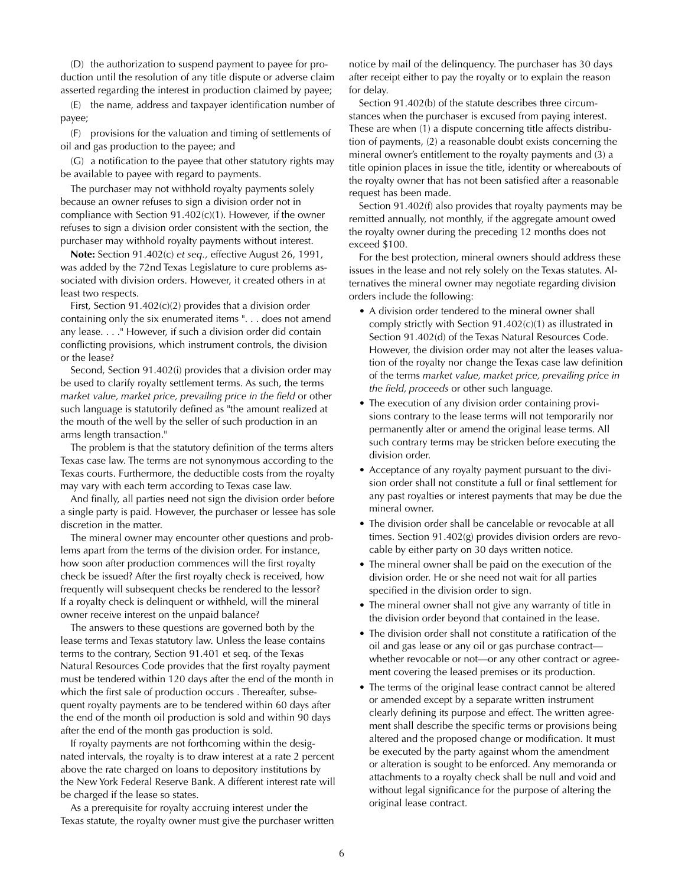(D) the authorization to suspend payment to payee for production until the resolution of any title dispute or adverse claim asserted regarding the interest in production claimed by payee;

(E) the name, address and taxpayer identification number of payee;

(F) provisions for the valuation and timing of settlements of oil and gas production to the payee; and

(G) a notification to the payee that other statutory rights may be available to payee with regard to payments.

The purchaser may not withhold royalty payments solely because an owner refuses to sign a division order not in compliance with Section 91.402(c)(1). However, if the owner refuses to sign a division order consistent with the section, the purchaser may withhold royalty payments without interest.

**Note:** Section 91.402(c) *et seq.,* effective August 26, 1991, was added by the 72nd Texas Legislature to cure problems associated with division orders. However, it created others in at least two respects.

First, Section 91.402(c)(2) provides that a division order containing only the six enumerated items ". . . does not amend any lease. . . ." However, if such a division order did contain conflicting provisions, which instrument controls, the division or the lease?

Second, Section 91.402(i) provides that a division order may be used to clarify royalty settlement terms. As such, the terms *market value, market price, prevailing price in the field* or other such language is statutorily defined as "the amount realized at the mouth of the well by the seller of such production in an arms length transaction."

The problem is that the statutory definition of the terms alters Texas case law. The terms are not synonymous according to the Texas courts. Furthermore, the deductible costs from the royalty may vary with each term according to Texas case law.

And finally, all parties need not sign the division order before a single party is paid. However, the purchaser or lessee has sole discretion in the matter.

The mineral owner may encounter other questions and problems apart from the terms of the division order. For instance, how soon after production commences will the first royalty check be issued? After the first royalty check is received, how frequently will subsequent checks be rendered to the lessor? If a royalty check is delinquent or withheld, will the mineral owner receive interest on the unpaid balance?

The answers to these questions are governed both by the lease terms and Texas statutory law. Unless the lease contains terms to the contrary, Section 91.401 et seq. of the Texas Natural Resources Code provides that the first royalty payment must be tendered within 120 days after the end of the month in which the first sale of production occurs . Thereafter, subsequent royalty payments are to be tendered within 60 days after the end of the month oil production is sold and within 90 days after the end of the month gas production is sold.

If royalty payments are not forthcoming within the designated intervals, the royalty is to draw interest at a rate 2 percent above the rate charged on loans to depository institutions by the New York Federal Reserve Bank. A different interest rate will be charged if the lease so states.

As a prerequisite for royalty accruing interest under the Texas statute, the royalty owner must give the purchaser written notice by mail of the delinquency. The purchaser has 30 days after receipt either to pay the royalty or to explain the reason for delay.

Section 91.402(b) of the statute describes three circumstances when the purchaser is excused from paying interest. These are when (1) a dispute concerning title affects distribution of payments, (2) a reasonable doubt exists concerning the mineral owner's entitlement to the royalty payments and (3) a title opinion places in issue the title, identity or whereabouts of the royalty owner that has not been satisfied after a reasonable request has been made.

Section 91.402(f) also provides that royalty payments may be remitted annually, not monthly, if the aggregate amount owed the royalty owner during the preceding 12 months does not exceed $100.

For the best protection, mineral owners should address these issues in the lease and not rely solely on the Texas statutes. Alternatives the mineral owner may negotiate regarding division orders include the following:

- A division order tendered to the mineral owner shall comply strictly with Section 91.402(c)(1) as illustrated in Section 91.402(d) of the Texas Natural Resources Code. However, the division order may not alter the leases valuation of the royalty nor change the Texas case law definition of the terms *market value, market price, prevailing price in the field, proceeds* or other such language.
- The execution of any division order containing provisions contrary to the lease terms will not temporarily nor permanently alter or amend the original lease terms. All such contrary terms may be stricken before executing the division order.
- Acceptance of any royalty payment pursuant to the division order shall not constitute a full or final settlement for any past royalties or interest payments that may be due the mineral owner.
- The division order shall be cancelable or revocable at all times. Section 91.402(g) provides division orders are revocable by either party on 30 days written notice.
- The mineral owner shall be paid on the execution of the division order. He or she need not wait for all parties specified in the division order to sign.
- The mineral owner shall not give any warranty of title in the division order beyond that contained in the lease.
- The division order shall not constitute a ratification of the oil and gas lease or any oil or gas purchase contract—whether revocable or not—or any other contract or agreement covering the leased premises or its production.
- The terms of the original lease contract cannot be altered or amended except by a separate written instrument clearly defining its purpose and effect. The written agreement shall describe the specific terms or provisions being altered and the proposed change or modification. It must be executed by the party against whom the amendment or alteration is sought to be enforced. Any memoranda or attachments to a royalty check shall be null and void and without legal significance for the purpose of altering the original lease contract.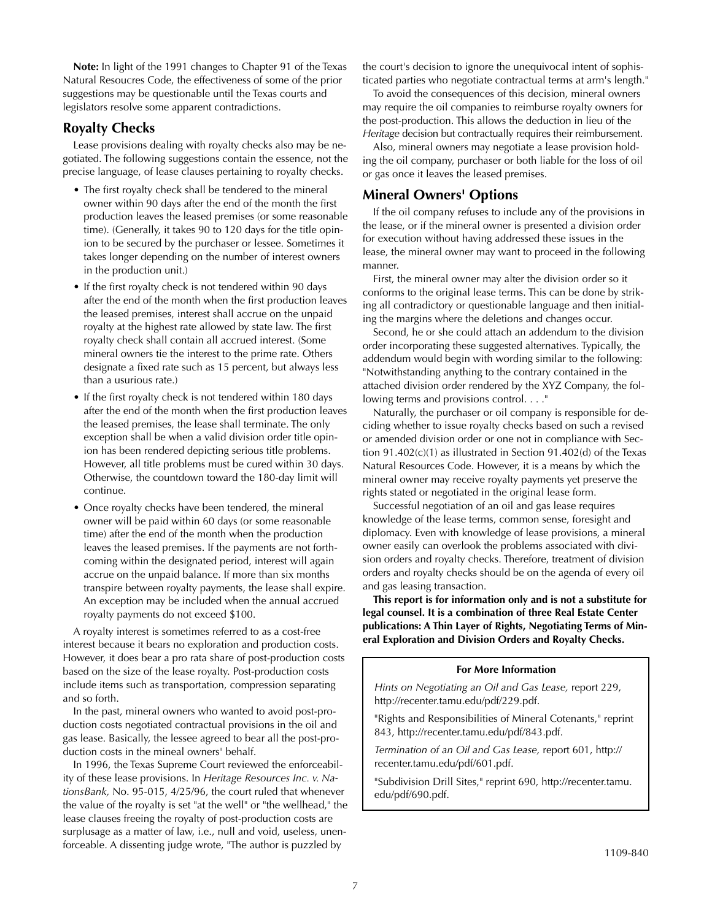**Note:** In light of the 1991 changes to Chapter 91 of the Texas Natural Resoucres Code, the effectiveness of some of the prior suggestions may be questionable until the Texas courts and legislators resolve some apparent contradictions.

## Royalty Checks

Lease provisions dealing with royalty checks also may be negotiated. The following suggestions contain the essence, not the precise language, of lease clauses pertaining to royalty checks.

- The first royalty check shall be tendered to the mineral owner within 90 days after the end of the month the first production leaves the leased premises (or some reasonable time). (Generally, it takes 90 to 120 days for the title opinion to be secured by the purchaser or lessee. Sometimes it takes longer depending on the number of interest owners in the production unit.)
- If the first royalty check is not tendered within 90 days after the end of the month when the first production leaves the leased premises, interest shall accrue on the unpaid royalty at the highest rate allowed by state law. The first royalty check shall contain all accrued interest. (Some mineral owners tie the interest to the prime rate. Others designate a fixed rate such as 15 percent, but always less than a usurious rate.)
- If the first royalty check is not tendered within 180 days after the end of the month when the first production leaves the leased premises, the lease shall terminate. The only exception shall be when a valid division order title opinion has been rendered depicting serious title problems. However, all title problems must be cured within 30 days. Otherwise, the countdown toward the 180-day limit will continue.
- Once royalty checks have been tendered, the mineral owner will be paid within 60 days (or some reasonable time) after the end of the month when the production leaves the leased premises. If the payments are not forthcoming within the designated period, interest will again accrue on the unpaid balance. If more than six months transpire between royalty payments, the lease shall expire. An exception may be included when the annual accrued royalty payments do not exceed $100.

A royalty interest is sometimes referred to as a cost-free interest because it bears no exploration and production costs. However, it does bear a pro rata share of post-production costs based on the size of the lease royalty. Post-production costs include items such as transportation, compression separating and so forth.

In the past, mineral owners who wanted to avoid post-production costs negotiated contractual provisions in the oil and gas lease. Basically, the lessee agreed to bear all the post-production costs in the mineal owners' behalf.

In 1996, the Texas Supreme Court reviewed the enforceability of these lease provisions. In *Heritage Resources Inc. v. NationsBank,* No. 95-015, 4/25/96, the court ruled that whenever the value of the royalty is set "at the well" or "the wellhead," the lease clauses freeing the royalty of post-production costs are surplusage as a matter of law, i.e., null and void, useless, unenforceable. A dissenting judge wrote, "The author is puzzled by the court's decision to ignore the unequivocal intent of sophisticated parties who negotiate contractual terms at arm's length."

To avoid the consequences of this decision, mineral owners may require the oil companies to reimburse royalty owners for the post-production. This allows the deduction in lieu of the *Heritage* decision but contractually requires their reimbursement.

Also, mineral owners may negotiate a lease provision holding the oil company, purchaser or both liable for the loss of oil or gas once it leaves the leased premises.

## Mineral Owners' Options

If the oil company refuses to include any of the provisions in the lease, or if the mineral owner is presented a division order for execution without having addressed these issues in the lease, the mineral owner may want to proceed in the following manner.

First, the mineral owner may alter the division order so it conforms to the original lease terms. This can be done by striking all contradictory or questionable language and then initialing the margins where the deletions and changes occur.

Second, he or she could attach an addendum to the division order incorporating these suggested alternatives. Typically, the addendum would begin with wording similar to the following: "Notwithstanding anything to the contrary contained in the attached division order rendered by the XYZ Company, the following terms and provisions control. . . ."

Naturally, the purchaser or oil company is responsible for deciding whether to issue royalty checks based on such a revised or amended division order or one not in compliance with Section 91.402(c)(1) as illustrated in Section 91.402(d) of the Texas Natural Resources Code. However, it is a means by which the mineral owner may receive royalty payments yet preserve the rights stated or negotiated in the original lease form.

Successful negotiation of an oil and gas lease requires knowledge of the lease terms, common sense, foresight and diplomacy. Even with knowledge of lease provisions, a mineral owner easily can overlook the problems associated with division orders and royalty checks. Therefore, treatment of division orders and royalty checks should be on the agenda of every oil and gas leasing transaction.

**This report is for information only and is not a substitute for legal counsel. It is a combination of three Real Estate Center publications: A Thin Layer of Rights, Negotiating Terms of Mineral Exploration and Division Orders and Royalty Checks.**

**For More Information**

*Hints on Negotiating an Oil and Gas Lease,* report 229, http://recenter.tamu.edu/pdf/229.pdf.

"Rights and Responsibilities of Mineral Cotenants," reprint 843, http://recenter.tamu.edu/pdf/843.pdf.

*Termination of an Oil and Gas Lease,* report 601, http://recenter.tamu.edu/pdf/601.pdf.

"Subdivision Drill Sites," reprint 690, http://recenter.tamu.edu/pdf/690.pdf.

1109-840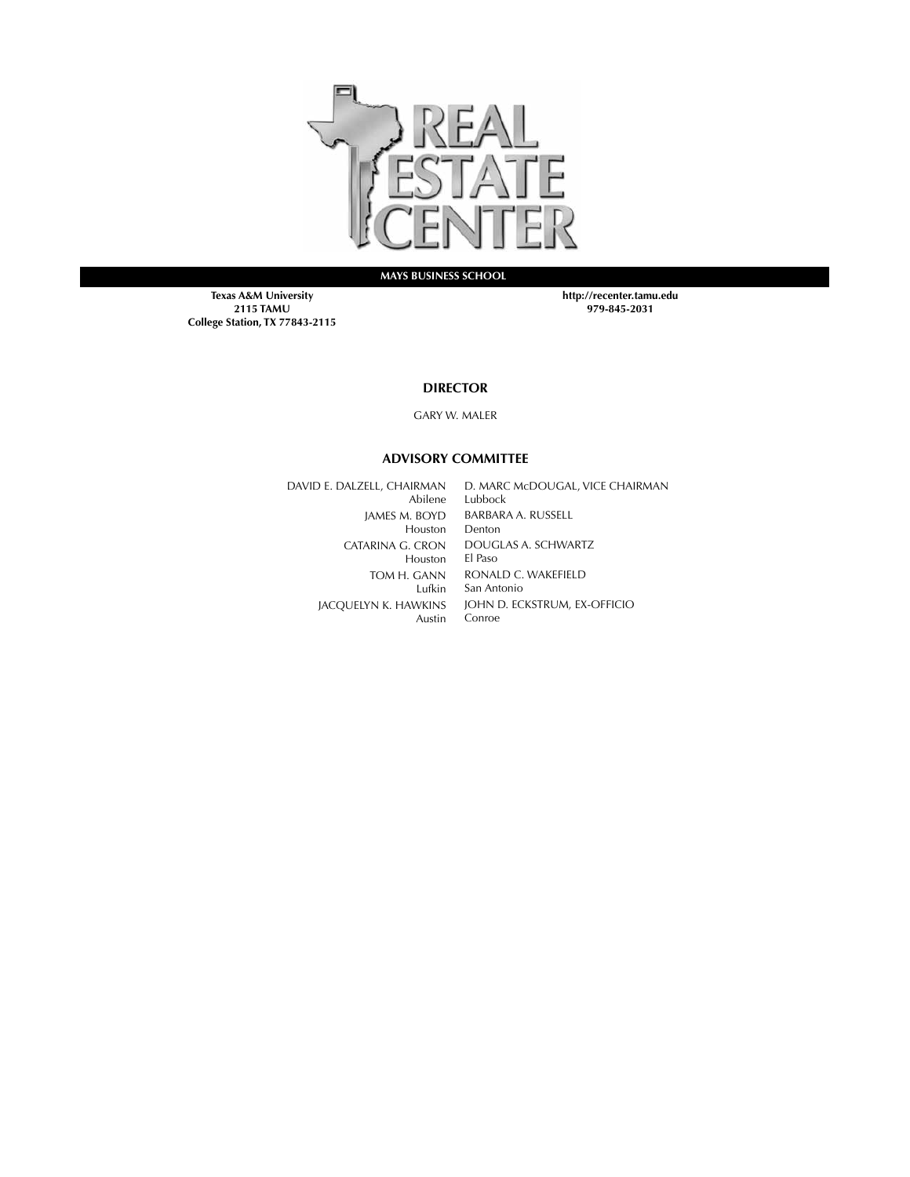# REAL ESTATE CENTER

**MAYS BUSINESS SCHOOL**

**Texas A&M University**
**2115 TAMU**
**College Station, TX 77843-2115**

**http://recenter.tamu.edu**
**979-845-2031**

## DIRECTOR

GARY W. MALER

## ADVISORY COMMITTEE

DAVID E. DALZELL, CHAIRMAN
Abilene

D. MARC McDOUGAL, VICE CHAIRMAN
Lubbock

JAMES M. BOYD
Houston

BARBARA A. RUSSELL
Denton

CATARINA G. CRON
Houston

DOUGLAS A. SCHWARTZ
El Paso

TOM H. GANN
Lufkin

RONALD C. WAKEFIELD
San Antonio

JACQUELYN K. HAWKINS
Austin

JOHN D. ECKSTRUM, EX-OFFICIO
Conroe